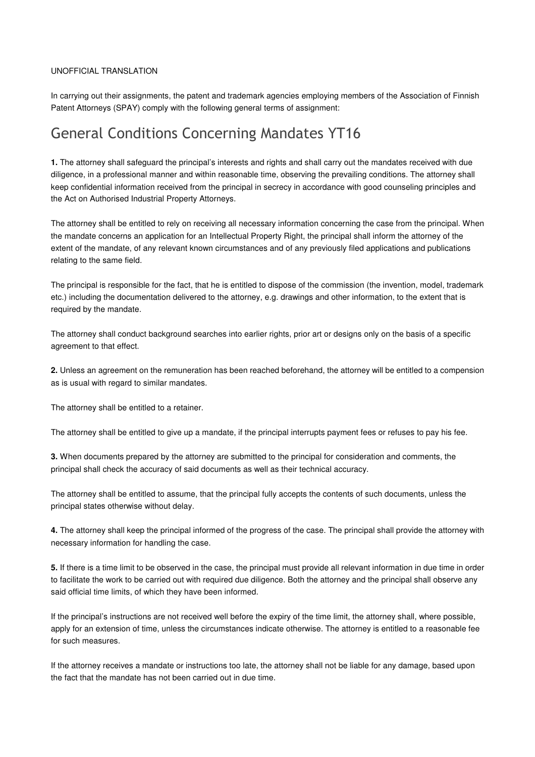UNOFFICIAL TRANSLATION

In carrying out their assignments, the patent and trademark agencies employing members of the Association of Finnish Patent Attorneys (SPAY) comply with the following general terms of assignment:

# General Conditions Concerning Mandates YT16

**1.** The attorney shall safeguard the principal's interests and rights and shall carry out the mandates received with due diligence, in a professional manner and within reasonable time, observing the prevailing conditions. The attorney shall keep confidential information received from the principal in secrecy in accordance with good counseling principles and the Act on Authorised Industrial Property Attorneys.

The attorney shall be entitled to rely on receiving all necessary information concerning the case from the principal. When the mandate concerns an application for an Intellectual Property Right, the principal shall inform the attorney of the extent of the mandate, of any relevant known circumstances and of any previously filed applications and publications relating to the same field.

The principal is responsible for the fact, that he is entitled to dispose of the commission (the invention, model, trademark etc.) including the documentation delivered to the attorney, e.g. drawings and other information, to the extent that is required by the mandate.

The attorney shall conduct background searches into earlier rights, prior art or designs only on the basis of a specific agreement to that effect.

**2.** Unless an agreement on the remuneration has been reached beforehand, the attorney will be entitled to a compensation as is usual with regard to similar mandates.

The attorney shall be entitled to a retainer.

The attorney shall be entitled to give up a mandate, if the principal interrupts payment fees or refuses to pay his fee.

**3.** When documents prepared by the attorney are submitted to the principal for consideration and comments, the principal shall check the accuracy of said documents as well as their technical accuracy.

The attorney shall be entitled to assume, that the principal fully accepts the contents of such documents, unless the principal states otherwise without delay.

**4.** The attorney shall keep the principal informed of the progress of the case. The principal shall provide the attorney with necessary information for handling the case.

**5.** If there is a time limit to be observed in the case, the principal must provide all relevant information in due time in order to facilitate the work to be carried out with required due diligence. Both the attorney and the principal shall observe any said official time limits, of which they have been informed.

If the principal's instructions are not received well before the expiry of the time limit, the attorney shall, where possible, apply for an extension of time, unless the circumstances indicate otherwise. The attorney is entitled to a reasonable fee for such measures.

If the attorney receives a mandate or instructions too late, the attorney shall not be liable for any damage, based upon the fact that the mandate has not been carried out in due time.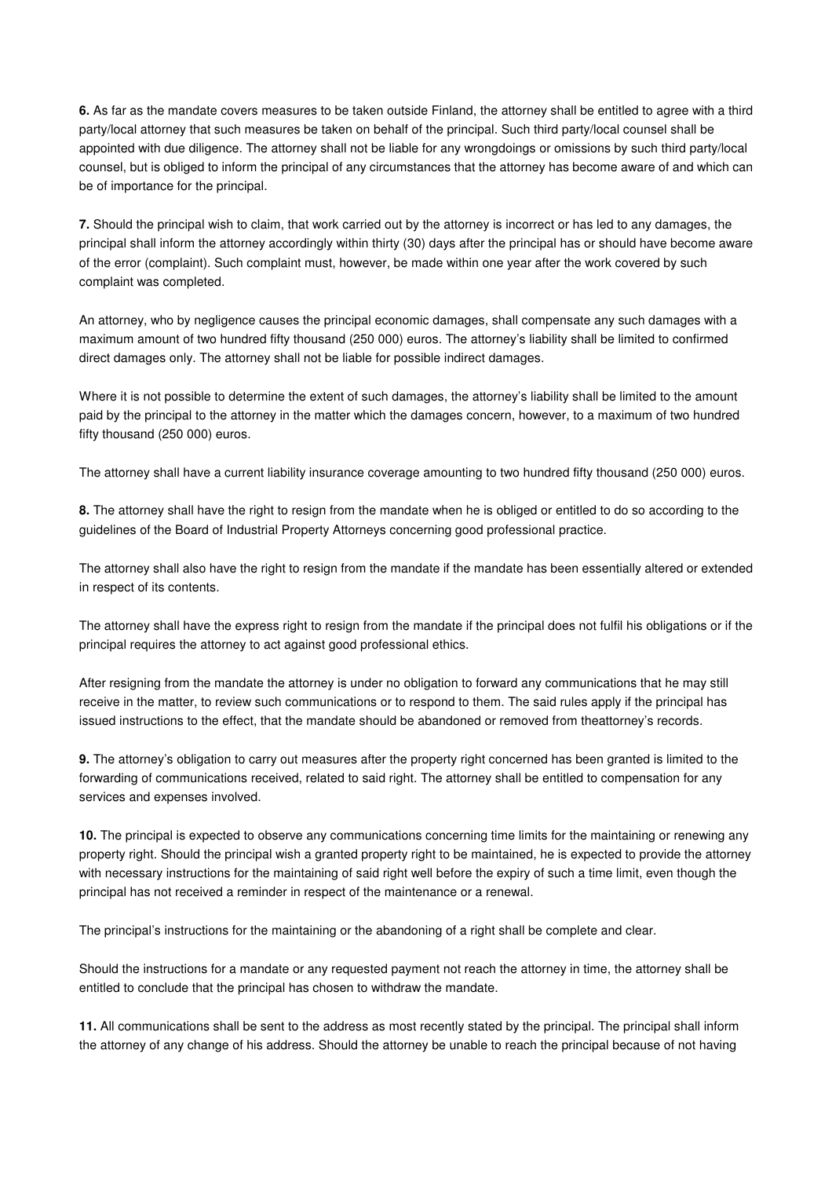**6.** As far as the mandate covers measures to be taken outside Finland, the attorney shall be entitled to agree with a third party/local attorney that such measures be taken on behalf of the principal. Such third party/local counsel shall be appointed with due diligence. The attorney shall not be liable for any wrongdoings or omissions by such third party/local counsel, but is obliged to inform the principal of any circumstances that the attorney has become aware of and which can be of importance for the principal.

**7.** Should the principal wish to claim, that work carried out by the attorney is incorrect or has led to any damages, the principal shall inform the attorney accordingly within thirty (30) days after the principal has or should have become aware of the error (complaint). Such complaint must, however, be made within one year after the work covered by such complaint was completed.

An attorney, who by negligence causes the principal economic damages, shall compensate any such damages with a maximum amount of two hundred fifty thousand (250 000) euros. The attorney's liability shall be limited to confirmed direct damages only. The attorney shall not be liable for possible indirect damages.

Where it is not possible to determine the extent of such damages, the attorney's liability shall be limited to the amount paid by the principal to the attorney in the matter which the damages concern, however, to a maximum of two hundred fifty thousand (250 000) euros.

The attorney shall have a current liability insurance coverage amounting to two hundred fifty thousand (250 000) euros.

**8.** The attorney shall have the right to resign from the mandate when he is obliged or entitled to do so according to the guidelines of the Board of Industrial Property Attorneys concerning good professional practice.

The attorney shall also have the right to resign from the mandate if the mandate has been essentially altered or extended in respect of its contents.

The attorney shall have the express right to resign from the mandate if the principal does not fulfil his obligations or if the principal requires the attorney to act against good professional ethics.

After resigning from the mandate the attorney is under no obligation to forward any communications that he may still receive in the matter, to review such communications or to respond to them. The said rules apply if the principal has issued instructions to the effect, that the mandate should be abandoned or removed from theattorney's records.

**9.** The attorney's obligation to carry out measures after the property right concerned has been granted is limited to the forwarding of communications received, related to said right. The attorney shall be entitled to compensation for any services and expenses involved.

**10.** The principal is expected to observe any communications concerning time limits for the maintaining or renewing any property right. Should the principal wish a granted property right to be maintained, he is expected to provide the attorney with necessary instructions for the maintaining of said right well before the expiry of such a time limit, even though the principal has not received a reminder in respect of the maintenance or a renewal.

The principal's instructions for the maintaining or the abandoning of a right shall be complete and clear.

Should the instructions for a mandate or any requested payment not reach the attorney in time, the attorney shall be entitled to conclude that the principal has chosen to withdraw the mandate.

**11.** All communications shall be sent to the address as most recently stated by the principal. The principal shall inform the attorney of any change of his address. Should the attorney be unable to reach the principal because of not having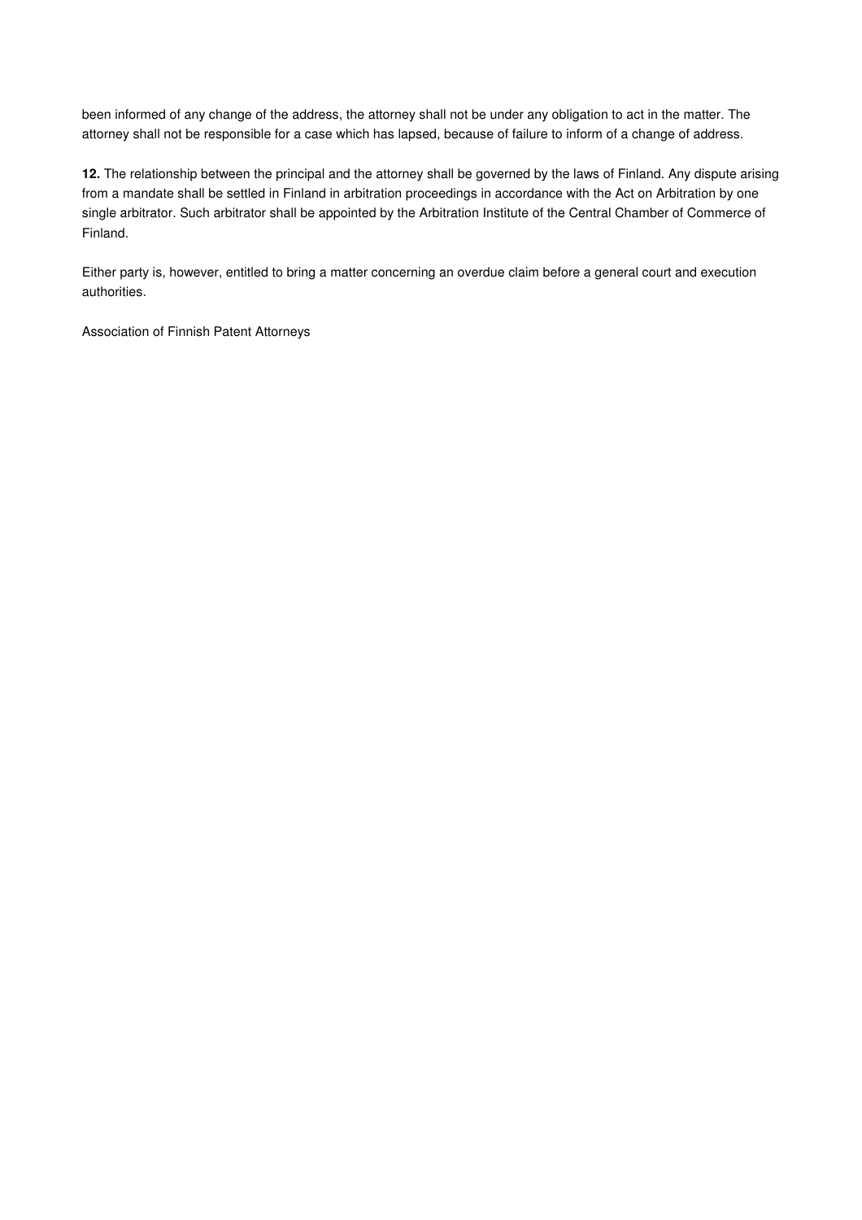been informed of any change of the address, the attorney shall not be under any obligation to act in the matter. The attorney shall not be responsible for a case which has lapsed, because of failure to inform of a change of address.

**12.** The relationship between the principal and the attorney shall be governed by the laws of Finland. Any dispute arising from a mandate shall be settled in Finland in arbitration proceedings in accordance with the Act on Arbitration by one single arbitrator. Such arbitrator shall be appointed by the Arbitration Institute of the Central Chamber of Commerce of Finland.

Either party is, however, entitled to bring a matter concerning an overdue claim before a general court and execution authorities.

Association of Finnish Patent Attorneys